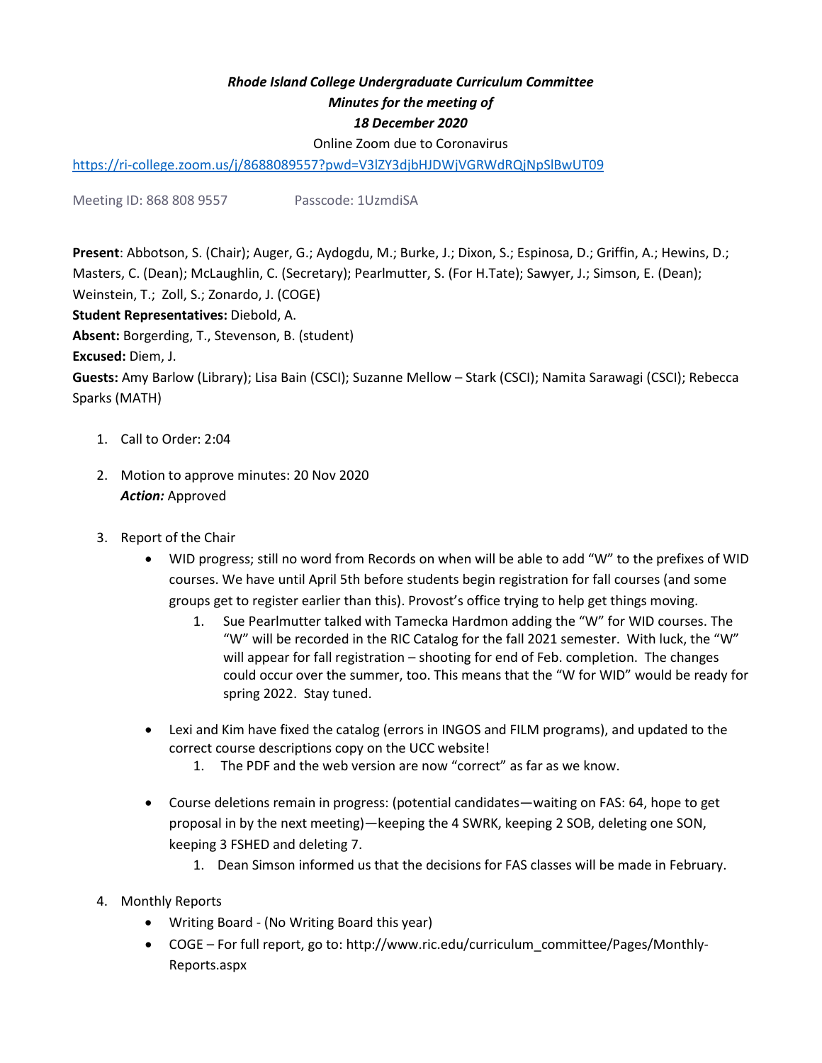***Rhode Island College Undergraduate Curriculum Committee***
***Minutes for the meeting of***
***18 December 2020***

Online Zoom due to Coronavirus

https://ri-college.zoom.us/j/8688089557?pwd=V3lZY3djbHJDWjVGRWdRQjNpSlBwUT09

Meeting ID: 868 808 9557 Passcode: 1UzmdiSA

**Present**: Abbotson, S. (Chair); Auger, G.; Aydogdu, M.; Burke, J.; Dixon, S.; Espinosa, D.; Griffin, A.; Hewins, D.; Masters, C. (Dean); McLaughlin, C. (Secretary); Pearlmutter, S. (For H.Tate); Sawyer, J.; Simson, E. (Dean); Weinstein, T.; Zoll, S.; Zonardo, J. (COGE)
**Student Representatives:** Diebold, A.
**Absent:** Borgerding, T., Stevenson, B. (student)
**Excused:** Diem, J.
**Guests:** Amy Barlow (Library); Lisa Bain (CSCI); Suzanne Mellow – Stark (CSCI); Namita Sarawagi (CSCI); Rebecca Sparks (MATH)

1. Call to Order: 2:04
2. Motion to approve minutes: 20 Nov 2020
   ***Action:*** Approved
3. Report of the Chair
   - WID progress; still no word from Records on when will be able to add "W" to the prefixes of WID courses. We have until April 5th before students begin registration for fall courses (and some groups get to register earlier than this). Provost's office trying to help get things moving.
     1. Sue Pearlmutter talked with Tamecka Hardmon adding the "W" for WID courses. The "W" will be recorded in the RIC Catalog for the fall 2021 semester. With luck, the "W" will appear for fall registration – shooting for end of Feb. completion. The changes could occur over the summer, too. This means that the "W for WID" would be ready for spring 2022. Stay tuned.
   - Lexi and Kim have fixed the catalog (errors in INGOS and FILM programs), and updated to the correct course descriptions copy on the UCC website!
     1. The PDF and the web version are now "correct" as far as we know.
   - Course deletions remain in progress: (potential candidates—waiting on FAS: 64, hope to get proposal in by the next meeting)—keeping the 4 SWRK, keeping 2 SOB, deleting one SON, keeping 3 FSHED and deleting 7.
     1. Dean Simson informed us that the decisions for FAS classes will be made in February.
4. Monthly Reports
   - Writing Board - (No Writing Board this year)
   - COGE – For full report, go to: http://www.ric.edu/curriculum_committee/Pages/Monthly-Reports.aspx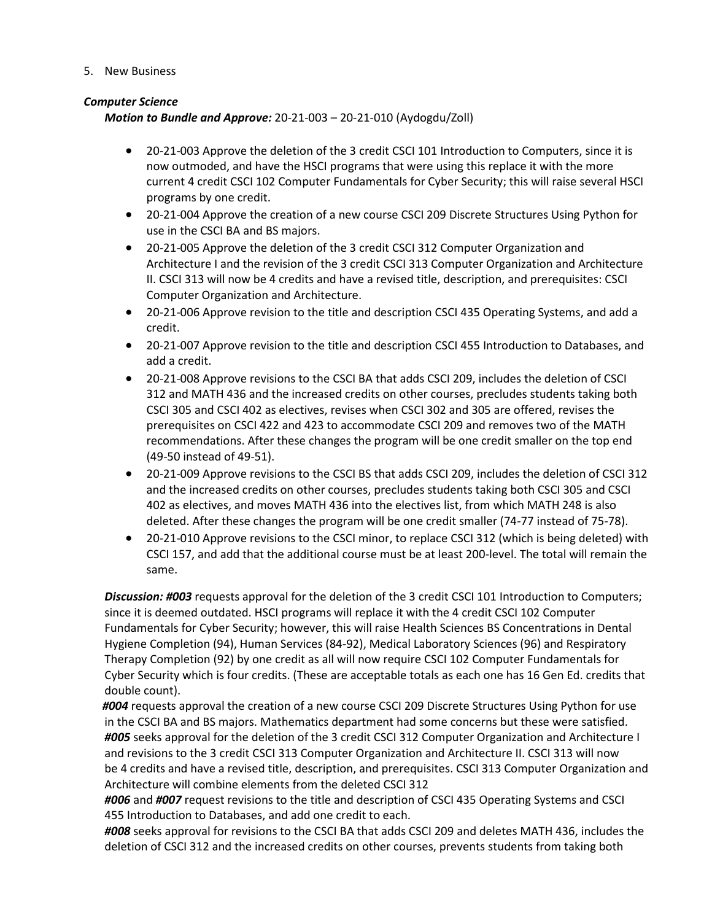5. New Business

***Computer Science***

***Motion to Bundle and Approve:*** 20-21-003 – 20-21-010 (Aydogdu/Zoll)

- 20-21-003 Approve the deletion of the 3 credit CSCI 101 Introduction to Computers, since it is now outmoded, and have the HSCI programs that were using this replace it with the more current 4 credit CSCI 102 Computer Fundamentals for Cyber Security; this will raise several HSCI programs by one credit.
- 20-21-004 Approve the creation of a new course CSCI 209 Discrete Structures Using Python for use in the CSCI BA and BS majors.
- 20-21-005 Approve the deletion of the 3 credit CSCI 312 Computer Organization and Architecture I and the revision of the 3 credit CSCI 313 Computer Organization and Architecture II. CSCI 313 will now be 4 credits and have a revised title, description, and prerequisites: CSCI Computer Organization and Architecture.
- 20-21-006 Approve revision to the title and description CSCI 435 Operating Systems, and add a credit.
- 20-21-007 Approve revision to the title and description CSCI 455 Introduction to Databases, and add a credit.
- 20-21-008 Approve revisions to the CSCI BA that adds CSCI 209, includes the deletion of CSCI 312 and MATH 436 and the increased credits on other courses, precludes students taking both CSCI 305 and CSCI 402 as electives, revises when CSCI 302 and 305 are offered, revises the prerequisites on CSCI 422 and 423 to accommodate CSCI 209 and removes two of the MATH recommendations. After these changes the program will be one credit smaller on the top end (49-50 instead of 49-51).
- 20-21-009 Approve revisions to the CSCI BS that adds CSCI 209, includes the deletion of CSCI 312 and the increased credits on other courses, precludes students taking both CSCI 305 and CSCI 402 as electives, and moves MATH 436 into the electives list, from which MATH 248 is also deleted. After these changes the program will be one credit smaller (74-77 instead of 75-78).
- 20-21-010 Approve revisions to the CSCI minor, to replace CSCI 312 (which is being deleted) with CSCI 157, and add that the additional course must be at least 200-level. The total will remain the same.

***Discussion: #003*** requests approval for the deletion of the 3 credit CSCI 101 Introduction to Computers; since it is deemed outdated. HSCI programs will replace it with the 4 credit CSCI 102 Computer Fundamentals for Cyber Security; however, this will raise Health Sciences BS Concentrations in Dental Hygiene Completion (94), Human Services (84-92), Medical Laboratory Sciences (96) and Respiratory Therapy Completion (92) by one credit as all will now require CSCI 102 Computer Fundamentals for Cyber Security which is four credits. (These are acceptable totals as each one has 16 Gen Ed. credits that double count).

***#004*** requests approval the creation of a new course CSCI 209 Discrete Structures Using Python for use in the CSCI BA and BS majors. Mathematics department had some concerns but these were satisfied.

***#005*** seeks approval for the deletion of the 3 credit CSCI 312 Computer Organization and Architecture I and revisions to the 3 credit CSCI 313 Computer Organization and Architecture II. CSCI 313 will now be 4 credits and have a revised title, description, and prerequisites. CSCI 313 Computer Organization and Architecture will combine elements from the deleted CSCI 312

***#006*** and ***#007*** request revisions to the title and description of CSCI 435 Operating Systems and CSCI 455 Introduction to Databases, and add one credit to each.

***#008*** seeks approval for revisions to the CSCI BA that adds CSCI 209 and deletes MATH 436, includes the deletion of CSCI 312 and the increased credits on other courses, prevents students from taking both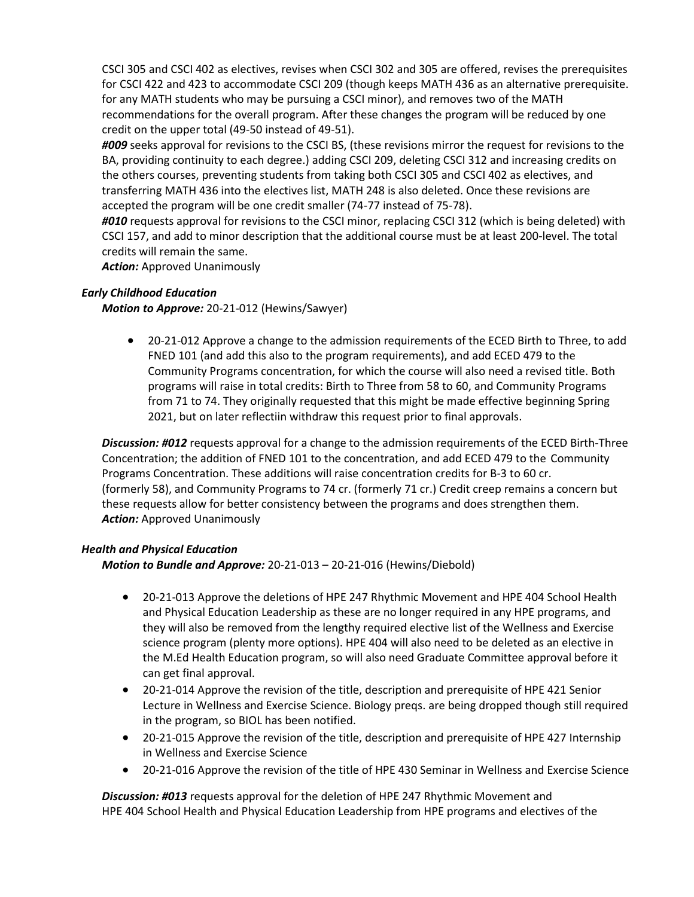CSCI 305 and CSCI 402 as electives, revises when CSCI 302 and 305 are offered, revises the prerequisites for CSCI 422 and 423 to accommodate CSCI 209 (though keeps MATH 436 as an alternative prerequisite. for any MATH students who may be pursuing a CSCI minor), and removes two of the MATH recommendations for the overall program. After these changes the program will be reduced by one credit on the upper total (49-50 instead of 49-51).

***#009*** seeks approval for revisions to the CSCI BS, (these revisions mirror the request for revisions to the BA, providing continuity to each degree.) adding CSCI 209, deleting CSCI 312 and increasing credits on the others courses, preventing students from taking both CSCI 305 and CSCI 402 as electives, and transferring MATH 436 into the electives list, MATH 248 is also deleted. Once these revisions are accepted the program will be one credit smaller (74-77 instead of 75-78).

***#010*** requests approval for revisions to the CSCI minor, replacing CSCI 312 (which is being deleted) with CSCI 157, and add to minor description that the additional course must be at least 200-level. The total credits will remain the same.

***Action:*** Approved Unanimously

### *Early Childhood Education*

***Motion to Approve:*** 20-21-012 (Hewins/Sawyer)

- 20-21-012 Approve a change to the admission requirements of the ECED Birth to Three, to add FNED 101 (and add this also to the program requirements), and add ECED 479 to the Community Programs concentration, for which the course will also need a revised title. Both programs will raise in total credits: Birth to Three from 58 to 60, and Community Programs from 71 to 74. They originally requested that this might be made effective beginning Spring 2021, but on later reflectiin withdraw this request prior to final approvals.

***Discussion: #012*** requests approval for a change to the admission requirements of the ECED Birth-Three Concentration; the addition of FNED 101 to the concentration, and add ECED 479 to the Community Programs Concentration. These additions will raise concentration credits for B-3 to 60 cr. (formerly 58), and Community Programs to 74 cr. (formerly 71 cr.) Credit creep remains a concern but these requests allow for better consistency between the programs and does strengthen them.

***Action:*** Approved Unanimously

### *Health and Physical Education*

***Motion to Bundle and Approve:*** 20-21-013 – 20-21-016 (Hewins/Diebold)

- 20-21-013 Approve the deletions of HPE 247 Rhythmic Movement and HPE 404 School Health and Physical Education Leadership as these are no longer required in any HPE programs, and they will also be removed from the lengthy required elective list of the Wellness and Exercise science program (plenty more options). HPE 404 will also need to be deleted as an elective in the M.Ed Health Education program, so will also need Graduate Committee approval before it can get final approval.
- 20-21-014 Approve the revision of the title, description and prerequisite of HPE 421 Senior Lecture in Wellness and Exercise Science. Biology preqs. are being dropped though still required in the program, so BIOL has been notified.
- 20-21-015 Approve the revision of the title, description and prerequisite of HPE 427 Internship in Wellness and Exercise Science
- 20-21-016 Approve the revision of the title of HPE 430 Seminar in Wellness and Exercise Science

***Discussion: #013*** requests approval for the deletion of HPE 247 Rhythmic Movement and HPE 404 School Health and Physical Education Leadership from HPE programs and electives of the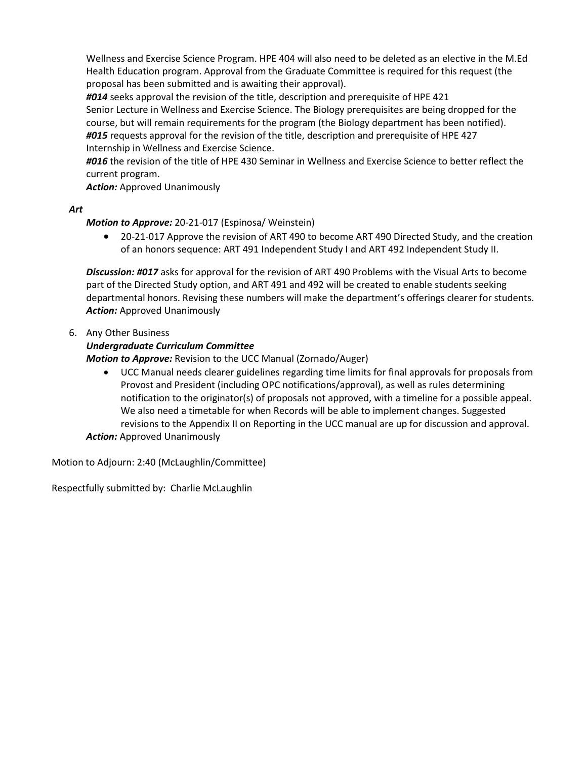Wellness and Exercise Science Program. HPE 404 will also need to be deleted as an elective in the M.Ed Health Education program. Approval from the Graduate Committee is required for this request (the proposal has been submitted and is awaiting their approval).

***#014*** seeks approval the revision of the title, description and prerequisite of HPE 421 Senior Lecture in Wellness and Exercise Science. The Biology prerequisites are being dropped for the course, but will remain requirements for the program (the Biology department has been notified).

***#015*** requests approval for the revision of the title, description and prerequisite of HPE 427 Internship in Wellness and Exercise Science.

***#016*** the revision of the title of HPE 430 Seminar in Wellness and Exercise Science to better reflect the current program.

***Action:*** Approved Unanimously

***Art***

***Motion to Approve:*** 20-21-017 (Espinosa/ Weinstein)

- 20-21-017 Approve the revision of ART 490 to become ART 490 Directed Study, and the creation of an honors sequence: ART 491 Independent Study I and ART 492 Independent Study II.

***Discussion: #017*** asks for approval for the revision of ART 490 Problems with the Visual Arts to become part of the Directed Study option, and ART 491 and 492 will be created to enable students seeking departmental honors. Revising these numbers will make the department's offerings clearer for students.

***Action:*** Approved Unanimously

6. Any Other Business

***Undergraduate Curriculum Committee***

***Motion to Approve:*** Revision to the UCC Manual (Zornado/Auger)

- UCC Manual needs clearer guidelines regarding time limits for final approvals for proposals from Provost and President (including OPC notifications/approval), as well as rules determining notification to the originator(s) of proposals not approved, with a timeline for a possible appeal. We also need a timetable for when Records will be able to implement changes. Suggested revisions to the Appendix II on Reporting in the UCC manual are up for discussion and approval.

***Action:*** Approved Unanimously

Motion to Adjourn: 2:40 (McLaughlin/Committee)

Respectfully submitted by: Charlie McLaughlin